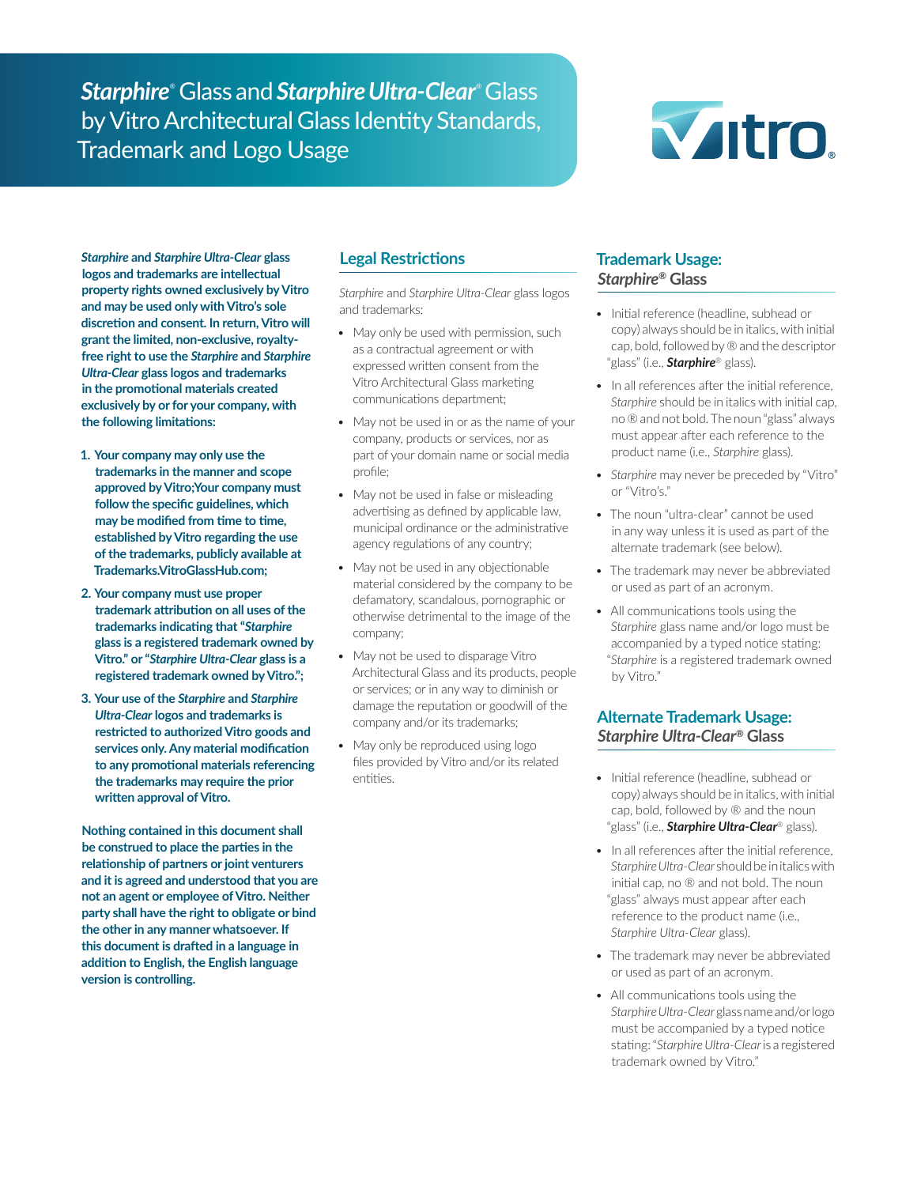# *Starphire*® Glass and *Starphire Ultra-Clear*® Glass by Vitro Architectural Glass Identity Standards, Trademark and Logo Usage

**_Starphire_ and _Starphire Ultra-Clear_ glass logos and trademarks are intellectual property rights owned exclusively by Vitro and may be used only with Vitro's sole discretion and consent. In return, Vitro will grant the limited, non-exclusive, royalty-free right to use the _Starphire_ and _Starphire Ultra-Clear_ glass logos and trademarks in the promotional materials created exclusively by or for your company, with the following limitations:**

1. **Your company may only use the trademarks in the manner and scope approved by Vitro;Your company must follow the specific guidelines, which may be modified from time to time, established by Vitro regarding the use of the trademarks, publicly available at Trademarks.VitroGlassHub.com;**
2. **Your company must use proper trademark attribution on all uses of the trademarks indicating that "_Starphire_ glass is a registered trademark owned by Vitro." or "_Starphire Ultra-Clear_ glass is a registered trademark owned by Vitro.";**
3. **Your use of the _Starphire_ and _Starphire Ultra-Clear_ logos and trademarks is restricted to authorized Vitro goods and services only. Any material modification to any promotional materials referencing the trademarks may require the prior written approval of Vitro.**

**Nothing contained in this document shall be construed to place the parties in the relationship of partners or joint venturers and it is agreed and understood that you are not an agent or employee of Vitro. Neither party shall have the right to obligate or bind the other in any manner whatsoever. If this document is drafted in a language in addition to English, the English language version is controlling.**

## Legal Restrictions

*Starphire* and *Starphire Ultra-Clear* glass logos and trademarks:

- May only be used with permission, such as a contractual agreement or with expressed written consent from the Vitro Architectural Glass marketing communications department;
- May not be used in or as the name of your company, products or services, nor as part of your domain name or social media profile;
- May not be used in false or misleading advertising as defined by applicable law, municipal ordinance or the administrative agency regulations of any country;
- May not be used in any objectionable material considered by the company to be defamatory, scandalous, pornographic or otherwise detrimental to the image of the company;
- May not be used to disparage Vitro Architectural Glass and its products, people or services; or in any way to diminish or damage the reputation or goodwill of the company and/or its trademarks;
- May only be reproduced using logo files provided by Vitro and/or its related entities.

## Trademark Usage: *Starphire*® Glass

- Initial reference (headline, subhead or copy) always should be in italics, with initial cap, bold, followed by ® and the descriptor "glass" (i.e., ***Starphire***® glass).
- In all references after the initial reference, *Starphire* should be in italics with initial cap, no ® and not bold. The noun "glass" always must appear after each reference to the product name (i.e., *Starphire* glass).
- *Starphire* may never be preceded by "Vitro" or "Vitro's."
- The noun "ultra-clear" cannot be used in any way unless it is used as part of the alternate trademark (see below).
- The trademark may never be abbreviated or used as part of an acronym.
- All communications tools using the *Starphire* glass name and/or logo must be accompanied by a typed notice stating: "*Starphire* is a registered trademark owned by Vitro."

## Alternate Trademark Usage: *Starphire Ultra-Clear*® Glass

- Initial reference (headline, subhead or copy) always should be in italics, with initial cap, bold, followed by ® and the noun "glass" (i.e., ***Starphire Ultra-Clear***® glass).
- In all references after the initial reference, *Starphire Ultra-Clear* should be in italics with initial cap, no ® and not bold. The noun "glass" always must appear after each reference to the product name (i.e., *Starphire Ultra-Clear* glass).
- The trademark may never be abbreviated or used as part of an acronym.
- All communications tools using the *Starphire Ultra-Clear* glass name and/or logo must be accompanied by a typed notice stating: "*Starphire Ultra-Clear* is a registered trademark owned by Vitro."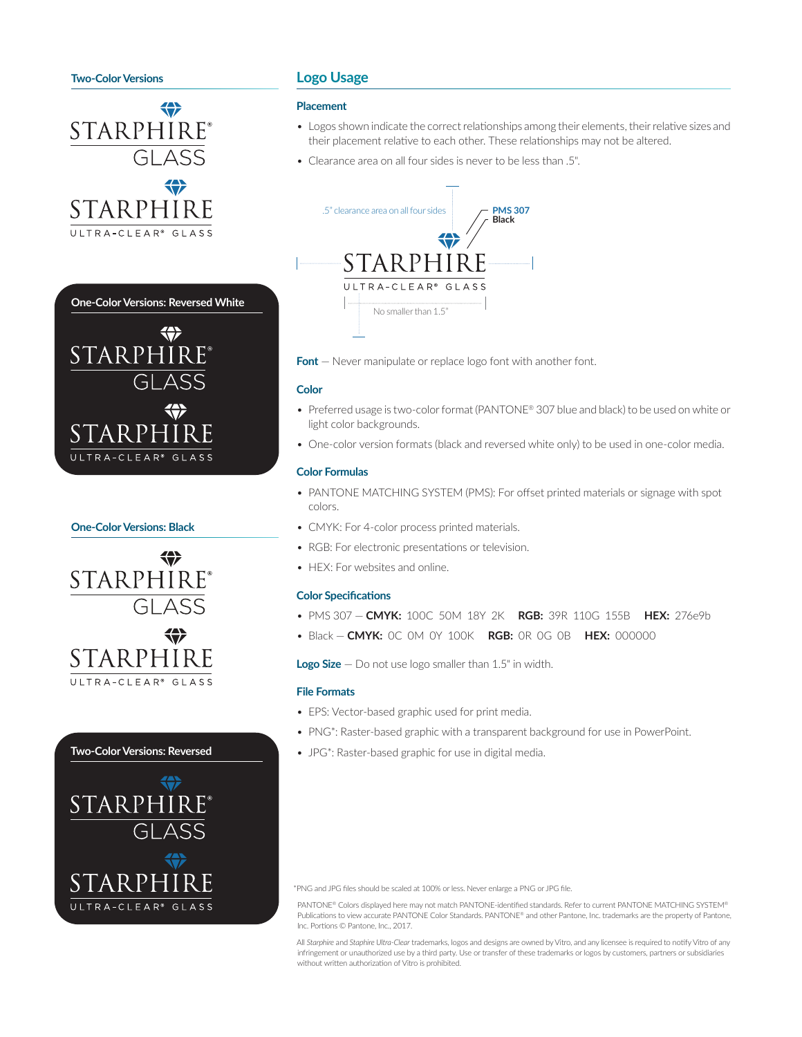## Two-Color Versions

STARPHIRE®
GLASS

STARPHIRE
ULTRA-CLEAR® GLASS

## One-Color Versions: Reversed White

STARPHIRE®
GLASS

STARPHIRE
ULTRA-CLEAR® GLASS

## One-Color Versions: Black

STARPHIRE®
GLASS

STARPHIRE
ULTRA-CLEAR® GLASS

## Two-Color Versions: Reversed

STARPHIRE®
GLASS

STARPHIRE
ULTRA-CLEAR® GLASS

## Logo Usage

### Placement

- Logos shown indicate the correct relationships among their elements, their relative sizes and their placement relative to each other. These relationships may not be altered.
- Clearance area on all four sides is never to be less than .5".

.5" clearance area on all four sides

PMS 307
Black

STARPHIRE
ULTRA-CLEAR® GLASS

No smaller than 1.5"

**Font** — Never manipulate or replace logo font with another font.

### Color

- Preferred usage is two-color format (PANTONE® 307 blue and black) to be used on white or light color backgrounds.
- One-color version formats (black and reversed white only) to be used in one-color media.

### Color Formulas

- PANTONE MATCHING SYSTEM (PMS): For offset printed materials or signage with spot colors.
- CMYK: For 4-color process printed materials.
- RGB: For electronic presentations or television.
- HEX: For websites and online.

### Color Specifications

- PMS 307 — **CMYK:** 100C 50M 18Y 2K **RGB:** 39R 110G 155B **HEX:** 276e9b
- Black — **CMYK:** 0C 0M 0Y 100K **RGB:** 0R 0G 0B **HEX:** 000000

**Logo Size** — Do not use logo smaller than 1.5" in width.

### File Formats

- EPS: Vector-based graphic used for print media.
- PNG*: Raster-based graphic with a transparent background for use in PowerPoint.
- JPG*: Raster-based graphic for use in digital media.

*PNG and JPG files should be scaled at 100% or less. Never enlarge a PNG or JPG file.

PANTONE® Colors displayed here may not match PANTONE-identified standards. Refer to current PANTONE MATCHING SYSTEM® Publications to view accurate PANTONE Color Standards. PANTONE® and other Pantone, Inc. trademarks are the property of Pantone, Inc. Portions © Pantone, Inc., 2017.

All *Starphire* and *Staphire Ultra-Clear* trademarks, logos and designs are owned by Vitro, and any licensee is required to notify Vitro of any infringement or unauthorized use by a third party. Use or transfer of these trademarks or logos by customers, partners or subsidiaries without written authorization of Vitro is prohibited.